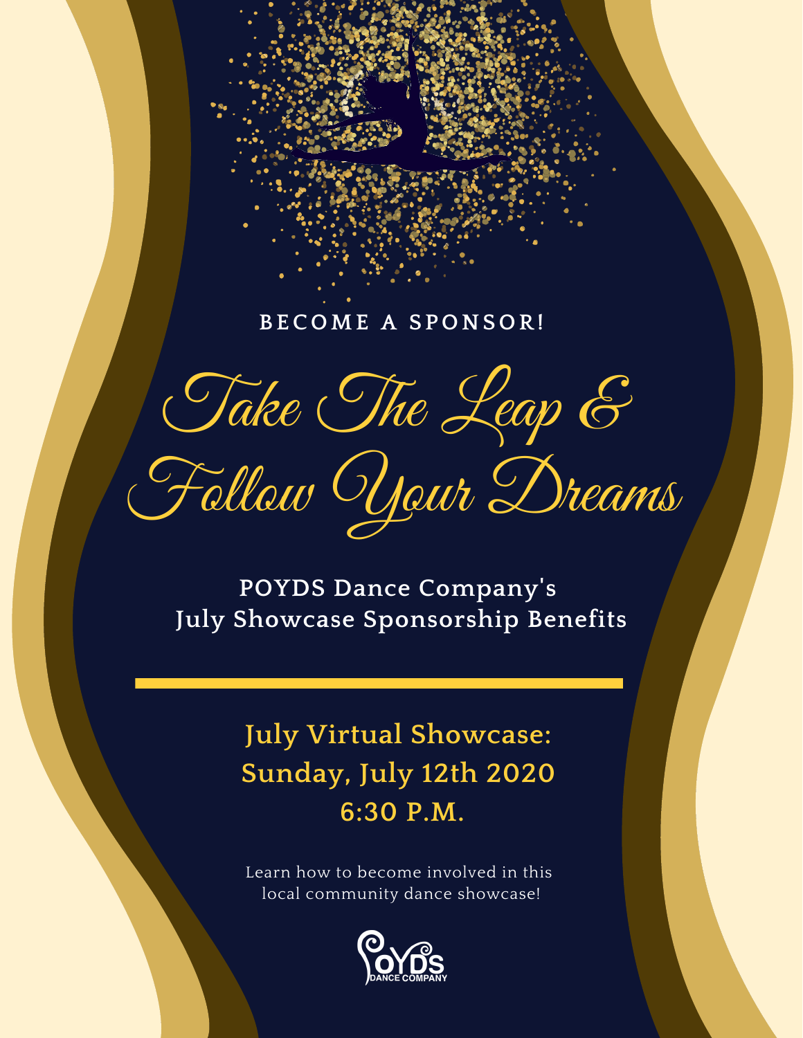BECOME A SPONSOR!

# Take The Leap & Follow Your Dreams

## POYDS Dance Company's July Showcase Sponsorship Benefits

---

**July Virtual Showcase:**
**Sunday, July 12th 2020**
**6:30 P.M.**

Learn how to become involved in this local community dance showcase!

POYDS DANCE COMPANY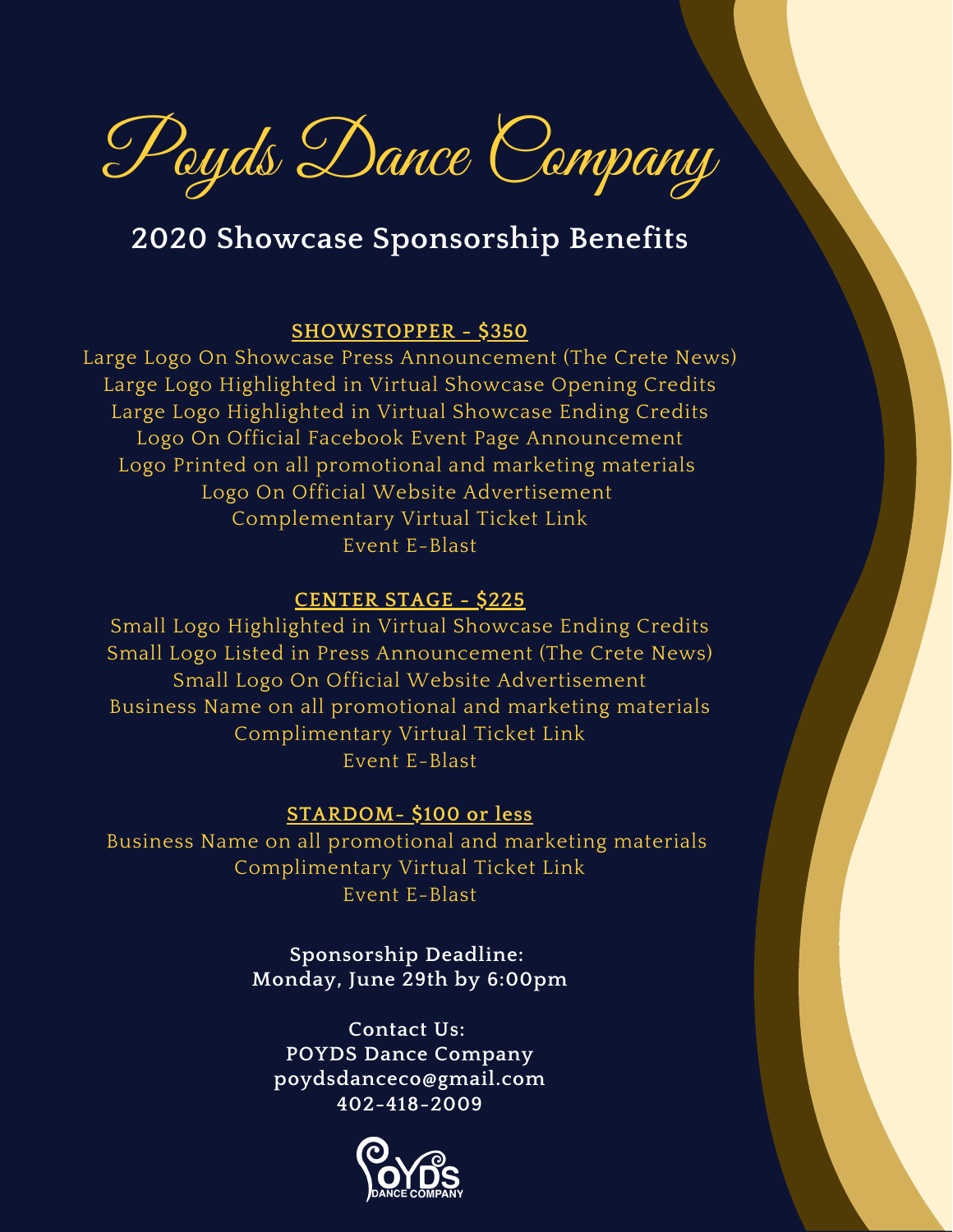# Poyds Dance Company

## 2020 Showcase Sponsorship Benefits

### SHOWSTOPPER - $350

Large Logo On Showcase Press Announcement (The Crete News)
Large Logo Highlighted in Virtual Showcase Opening Credits
Large Logo Highlighted in Virtual Showcase Ending Credits
Logo On Official Facebook Event Page Announcement
Logo Printed on all promotional and marketing materials
Logo On Official Website Advertisement
Complementary Virtual Ticket Link
Event E-Blast

### CENTER STAGE - $225

Small Logo Highlighted in Virtual Showcase Ending Credits
Small Logo Listed in Press Announcement (The Crete News)
Small Logo On Official Website Advertisement
Business Name on all promotional and marketing materials
Complimentary Virtual Ticket Link
Event E-Blast

### STARDOM- $100 or less

Business Name on all promotional and marketing materials
Complimentary Virtual Ticket Link
Event E-Blast

**Sponsorship Deadline:**
**Monday, June 29th by 6:00pm**

**Contact Us:**
**POYDS Dance Company**
**poydsdanceco@gmail.com**
**402-418-2009**

POYDS DANCE COMPANY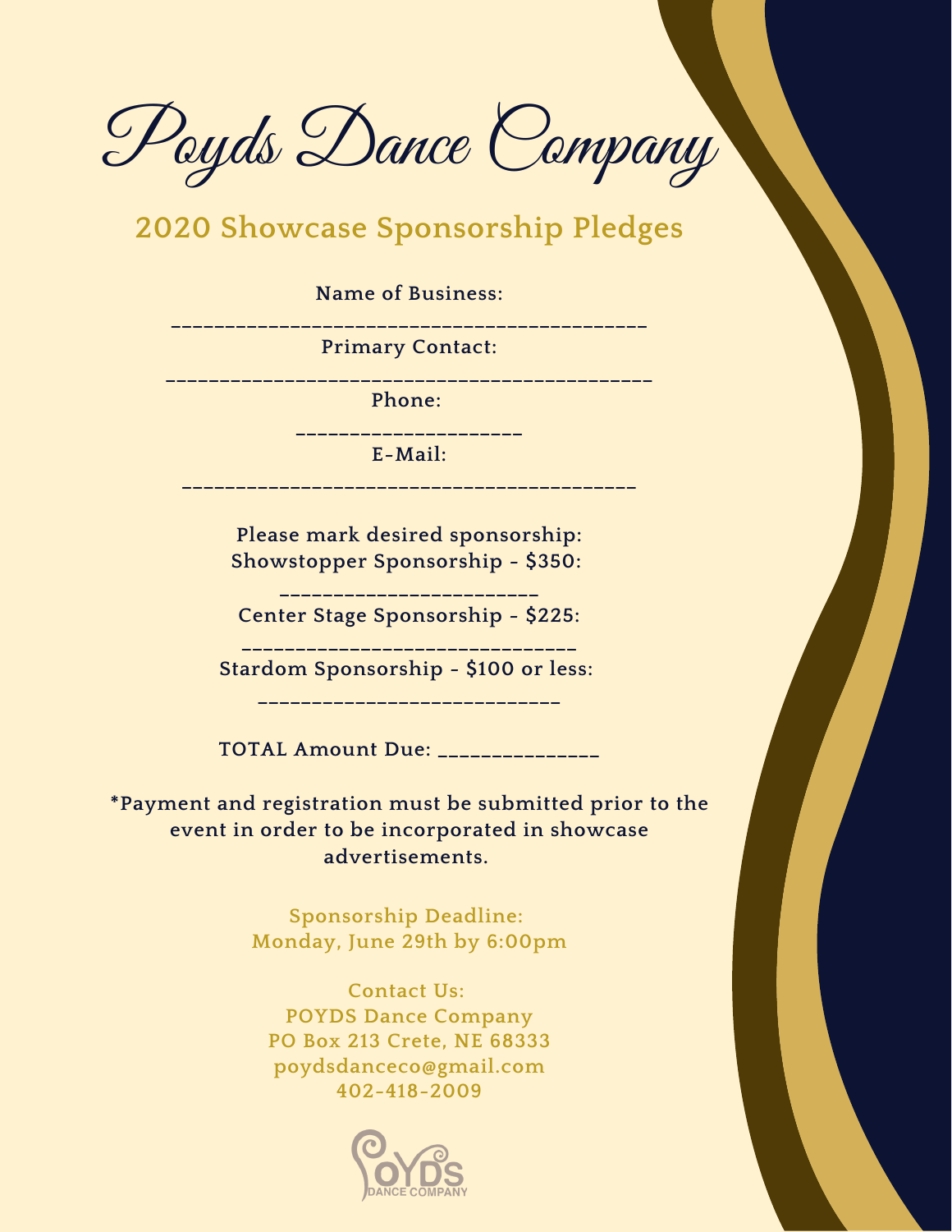# Poyds Dance Company

## 2020 Showcase Sponsorship Pledges

Name of Business:

___________________________________________

Primary Contact:

____________________________________________

Phone:

_____________________

E-Mail:

_________________________________________

Please mark desired sponsorship:

Showstopper Sponsorship - $350:

________________________

Center Stage Sponsorship - $225:

_______________________________

Stardom Sponsorship - $100 or less:

____________________________

TOTAL Amount Due: ______________

*Payment and registration must be submitted prior to the event in order to be incorporated in showcase advertisements.

Sponsorship Deadline:
Monday, June 29th by 6:00pm

Contact Us:
POYDS Dance Company
PO Box 213 Crete, NE 68333
poydsdanceco@gmail.com
402-418-2009

POYDS DANCE COMPANY